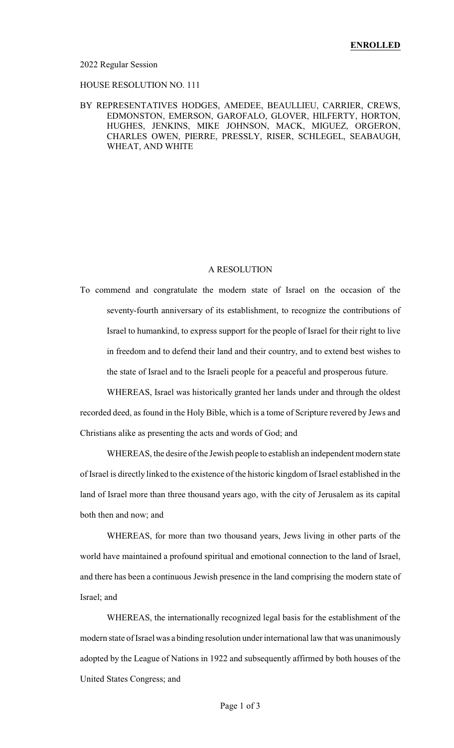**ENROLLED**

2022 Regular Session

HOUSE RESOLUTION NO. 111

BY REPRESENTATIVES HODGES, AMEDEE, BEAULLIEU, CARRIER, CREWS, EDMONSTON, EMERSON, GAROFALO, GLOVER, HILFERTY, HORTON, HUGHES, JENKINS, MIKE JOHNSON, MACK, MIGUEZ, ORGERON, CHARLES OWEN, PIERRE, PRESSLY, RISER, SCHLEGEL, SEABAUGH, WHEAT, AND WHITE

A RESOLUTION

To commend and congratulate the modern state of Israel on the occasion of the seventy-fourth anniversary of its establishment, to recognize the contributions of Israel to humankind, to express support for the people of Israel for their right to live in freedom and to defend their land and their country, and to extend best wishes to the state of Israel and to the Israeli people for a peaceful and prosperous future.

WHEREAS, Israel was historically granted her lands under and through the oldest recorded deed, as found in the Holy Bible, which is a tome of Scripture revered by Jews and Christians alike as presenting the acts and words of God; and

WHEREAS, the desire of the Jewish people to establish an independent modern state of Israel is directly linked to the existence of the historic kingdom of Israel established in the land of Israel more than three thousand years ago, with the city of Jerusalem as its capital both then and now; and

WHEREAS, for more than two thousand years, Jews living in other parts of the world have maintained a profound spiritual and emotional connection to the land of Israel, and there has been a continuous Jewish presence in the land comprising the modern state of Israel; and

WHEREAS, the internationally recognized legal basis for the establishment of the modern state of Israel was a binding resolution under international law that was unanimously adopted by the League of Nations in 1922 and subsequently affirmed by both houses of the United States Congress; and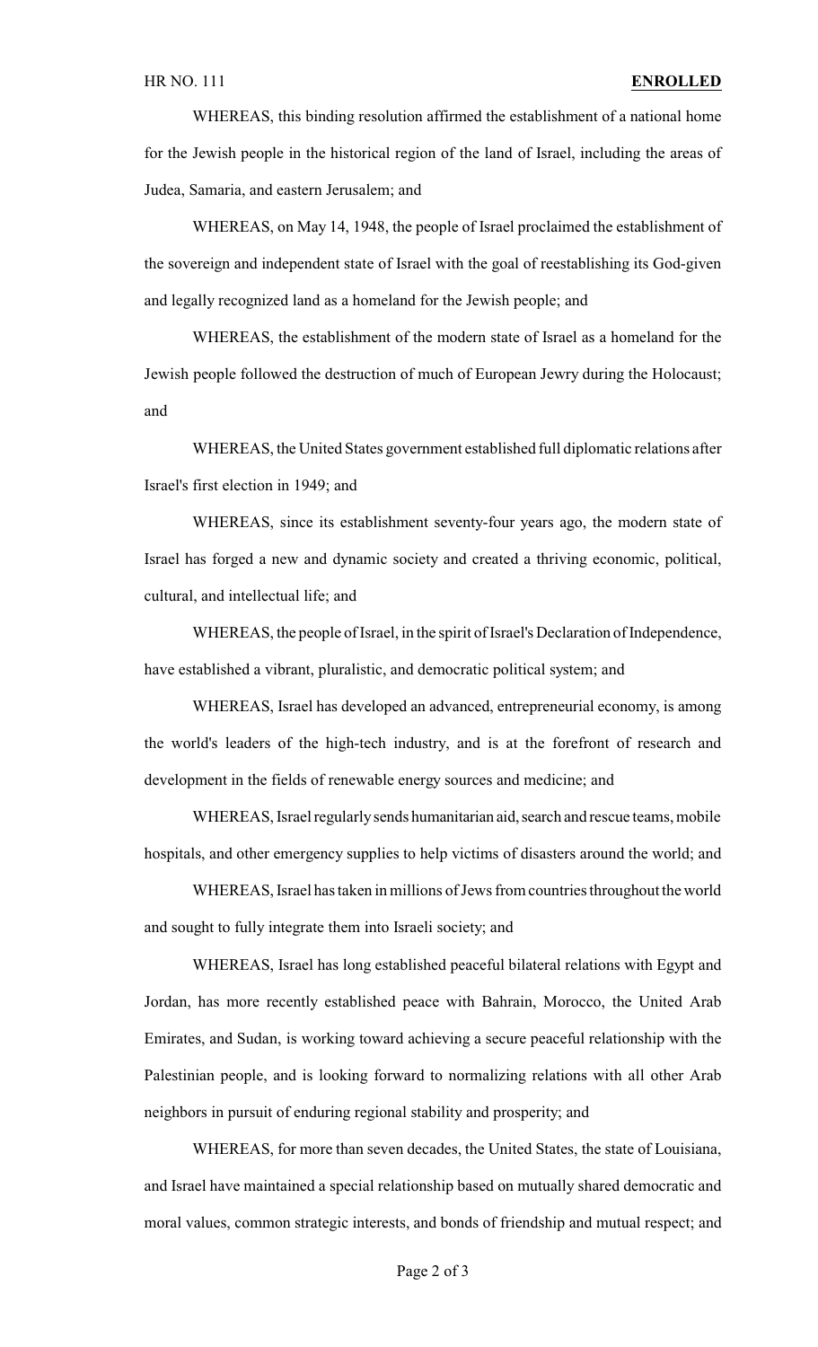WHEREAS, this binding resolution affirmed the establishment of a national home for the Jewish people in the historical region of the land of Israel, including the areas of Judea, Samaria, and eastern Jerusalem; and

WHEREAS, on May 14, 1948, the people of Israel proclaimed the establishment of the sovereign and independent state of Israel with the goal of reestablishing its God-given and legally recognized land as a homeland for the Jewish people; and

WHEREAS, the establishment of the modern state of Israel as a homeland for the Jewish people followed the destruction of much of European Jewry during the Holocaust; and

WHEREAS, the United States government established full diplomatic relations after Israel's first election in 1949; and

WHEREAS, since its establishment seventy-four years ago, the modern state of Israel has forged a new and dynamic society and created a thriving economic, political, cultural, and intellectual life; and

WHEREAS, the people of Israel, in the spirit of Israel's Declaration of Independence, have established a vibrant, pluralistic, and democratic political system; and

WHEREAS, Israel has developed an advanced, entrepreneurial economy, is among the world's leaders of the high-tech industry, and is at the forefront of research and development in the fields of renewable energy sources and medicine; and

WHEREAS, Israel regularly sends humanitarian aid, search and rescue teams, mobile hospitals, and other emergency supplies to help victims of disasters around the world; and

WHEREAS, Israel has taken in millions of Jews from countries throughout the world and sought to fully integrate them into Israeli society; and

WHEREAS, Israel has long established peaceful bilateral relations with Egypt and Jordan, has more recently established peace with Bahrain, Morocco, the United Arab Emirates, and Sudan, is working toward achieving a secure peaceful relationship with the Palestinian people, and is looking forward to normalizing relations with all other Arab neighbors in pursuit of enduring regional stability and prosperity; and

WHEREAS, for more than seven decades, the United States, the state of Louisiana, and Israel have maintained a special relationship based on mutually shared democratic and moral values, common strategic interests, and bonds of friendship and mutual respect; and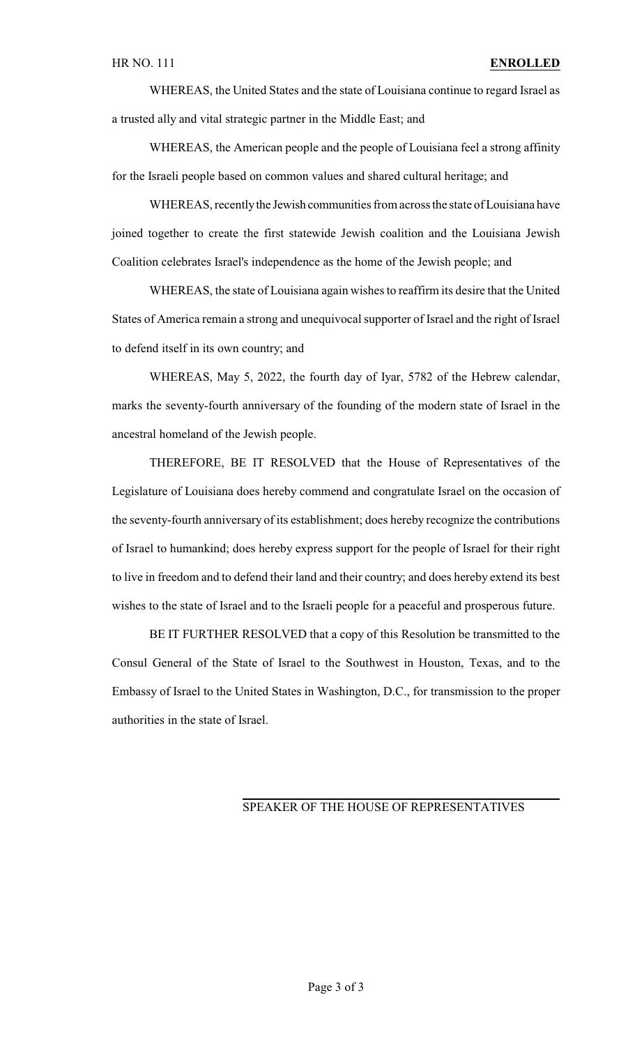WHEREAS, the United States and the state of Louisiana continue to regard Israel as a trusted ally and vital strategic partner in the Middle East; and

WHEREAS, the American people and the people of Louisiana feel a strong affinity for the Israeli people based on common values and shared cultural heritage; and

WHEREAS, recently the Jewish communities from across the state of Louisiana have joined together to create the first statewide Jewish coalition and the Louisiana Jewish Coalition celebrates Israel's independence as the home of the Jewish people; and

WHEREAS, the state of Louisiana again wishes to reaffirm its desire that the United States of America remain a strong and unequivocal supporter of Israel and the right of Israel to defend itself in its own country; and

WHEREAS, May 5, 2022, the fourth day of Iyar, 5782 of the Hebrew calendar, marks the seventy-fourth anniversary of the founding of the modern state of Israel in the ancestral homeland of the Jewish people.

THEREFORE, BE IT RESOLVED that the House of Representatives of the Legislature of Louisiana does hereby commend and congratulate Israel on the occasion of the seventy-fourth anniversary of its establishment; does hereby recognize the contributions of Israel to humankind; does hereby express support for the people of Israel for their right to live in freedom and to defend their land and their country; and does hereby extend its best wishes to the state of Israel and to the Israeli people for a peaceful and prosperous future.

BE IT FURTHER RESOLVED that a copy of this Resolution be transmitted to the Consul General of the State of Israel to the Southwest in Houston, Texas, and to the Embassy of Israel to the United States in Washington, D.C., for transmission to the proper authorities in the state of Israel.

SPEAKER OF THE HOUSE OF REPRESENTATIVES